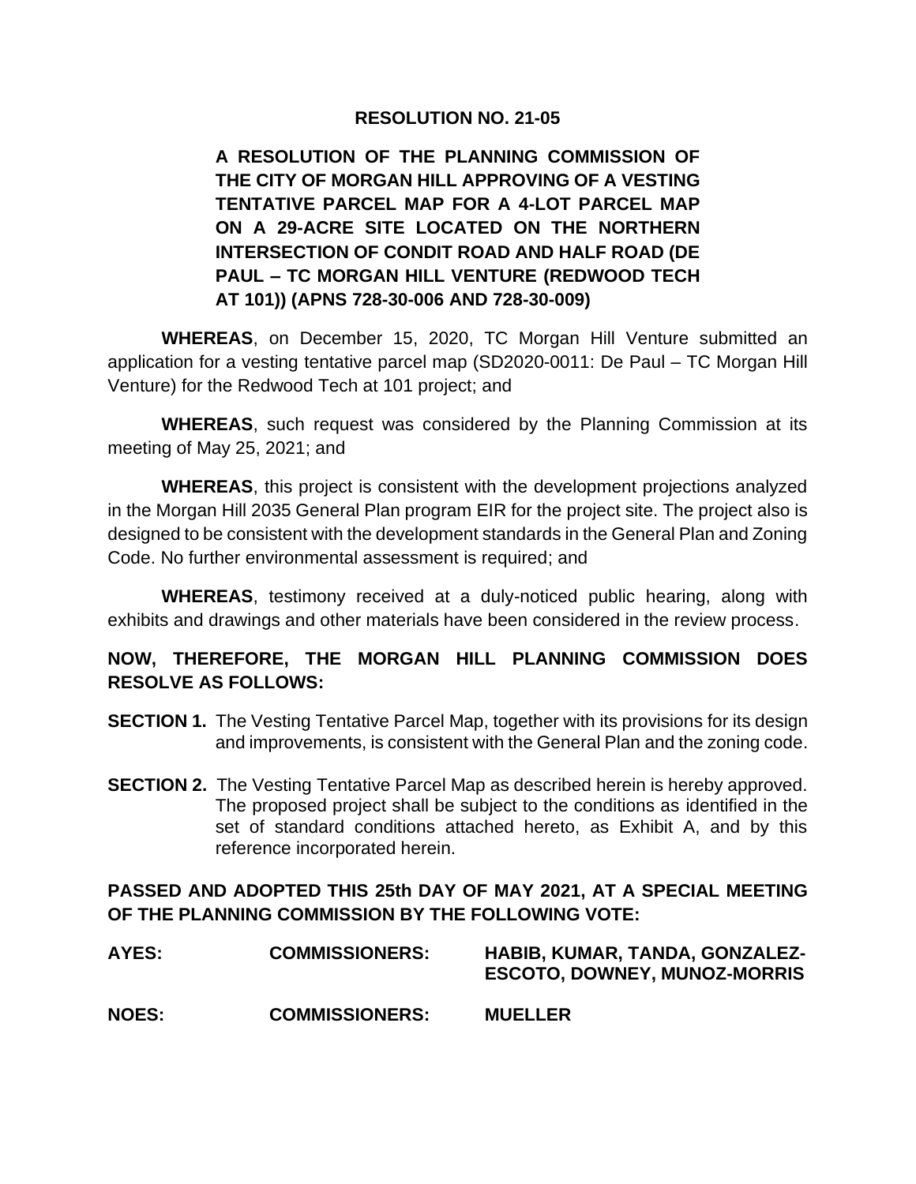# RESOLUTION NO. 21-05

**A RESOLUTION OF THE PLANNING COMMISSION OF THE CITY OF MORGAN HILL APPROVING OF A VESTING TENTATIVE PARCEL MAP FOR A 4-LOT PARCEL MAP ON A 29-ACRE SITE LOCATED ON THE NORTHERN INTERSECTION OF CONDIT ROAD AND HALF ROAD (DE PAUL – TC MORGAN HILL VENTURE (REDWOOD TECH AT 101)) (APNS 728-30-006 AND 728-30-009)**

**WHEREAS**, on December 15, 2020, TC Morgan Hill Venture submitted an application for a vesting tentative parcel map (SD2020-0011: De Paul – TC Morgan Hill Venture) for the Redwood Tech at 101 project; and

**WHEREAS**, such request was considered by the Planning Commission at its meeting of May 25, 2021; and

**WHEREAS**, this project is consistent with the development projections analyzed in the Morgan Hill 2035 General Plan program EIR for the project site. The project also is designed to be consistent with the development standards in the General Plan and Zoning Code. No further environmental assessment is required; and

**WHEREAS**, testimony received at a duly-noticed public hearing, along with exhibits and drawings and other materials have been considered in the review process.

**NOW, THEREFORE, THE MORGAN HILL PLANNING COMMISSION DOES RESOLVE AS FOLLOWS:**

**SECTION 1.** The Vesting Tentative Parcel Map, together with its provisions for its design and improvements, is consistent with the General Plan and the zoning code.

**SECTION 2.** The Vesting Tentative Parcel Map as described herein is hereby approved. The proposed project shall be subject to the conditions as identified in the set of standard conditions attached hereto, as Exhibit A, and by this reference incorporated herein.

**PASSED AND ADOPTED THIS 25th DAY OF MAY 2021, AT A SPECIAL MEETING OF THE PLANNING COMMISSION BY THE FOLLOWING VOTE:**

**AYES:** **COMMISSIONERS:** **HABIB, KUMAR, TANDA, GONZALEZ-ESCOTO, DOWNEY, MUNOZ-MORRIS**

**NOES:** **COMMISSIONERS:** **MUELLER**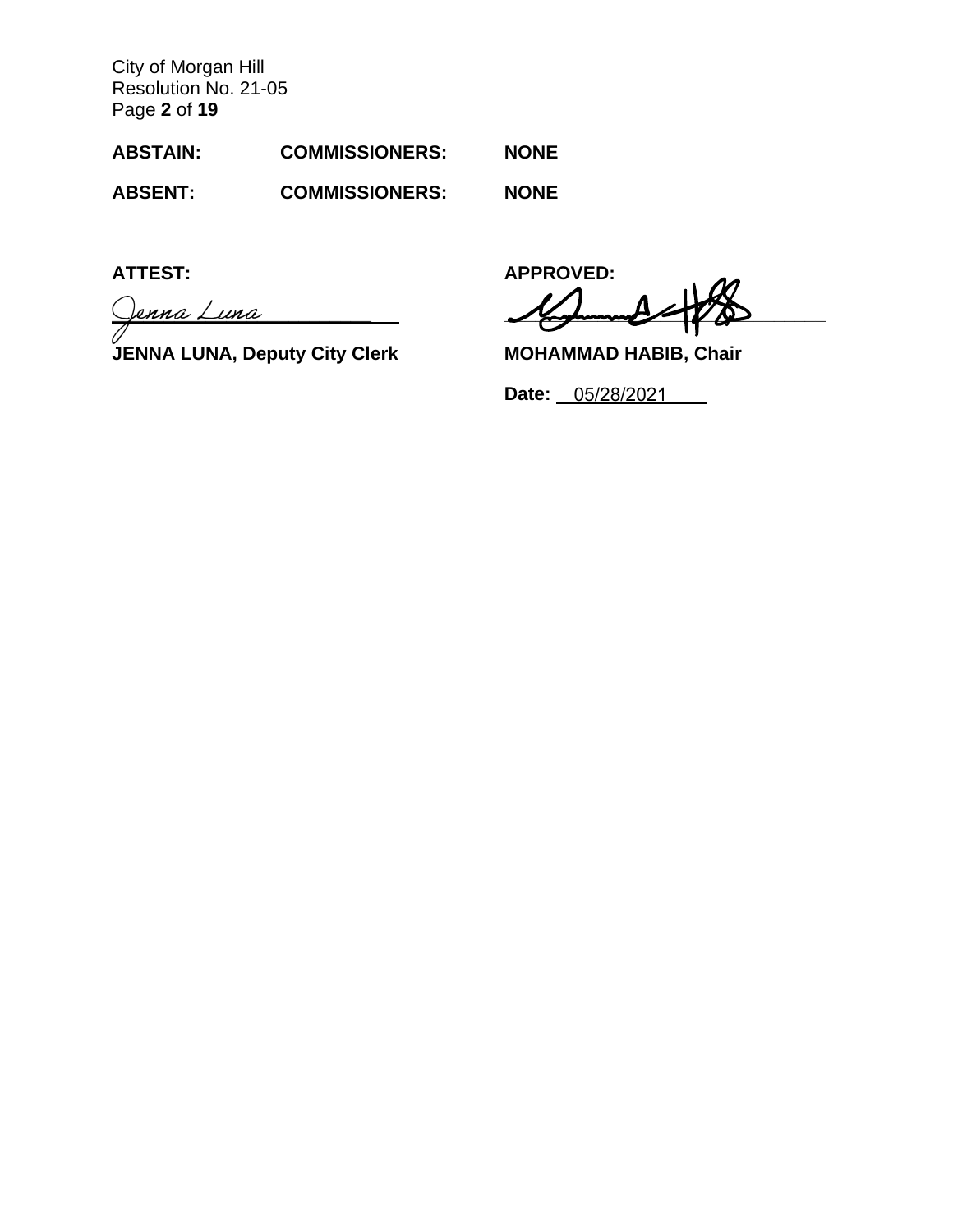**ABSTAIN:** **COMMISSIONERS:** **NONE**

**ABSENT:** **COMMISSIONERS:** **NONE**

**ATTEST:**

Jenna Luna

**JENNA LUNA, Deputy City Clerk**

**APPROVED:**

**MOHAMMAD HABIB, Chair**

**Date:** 05/28/2021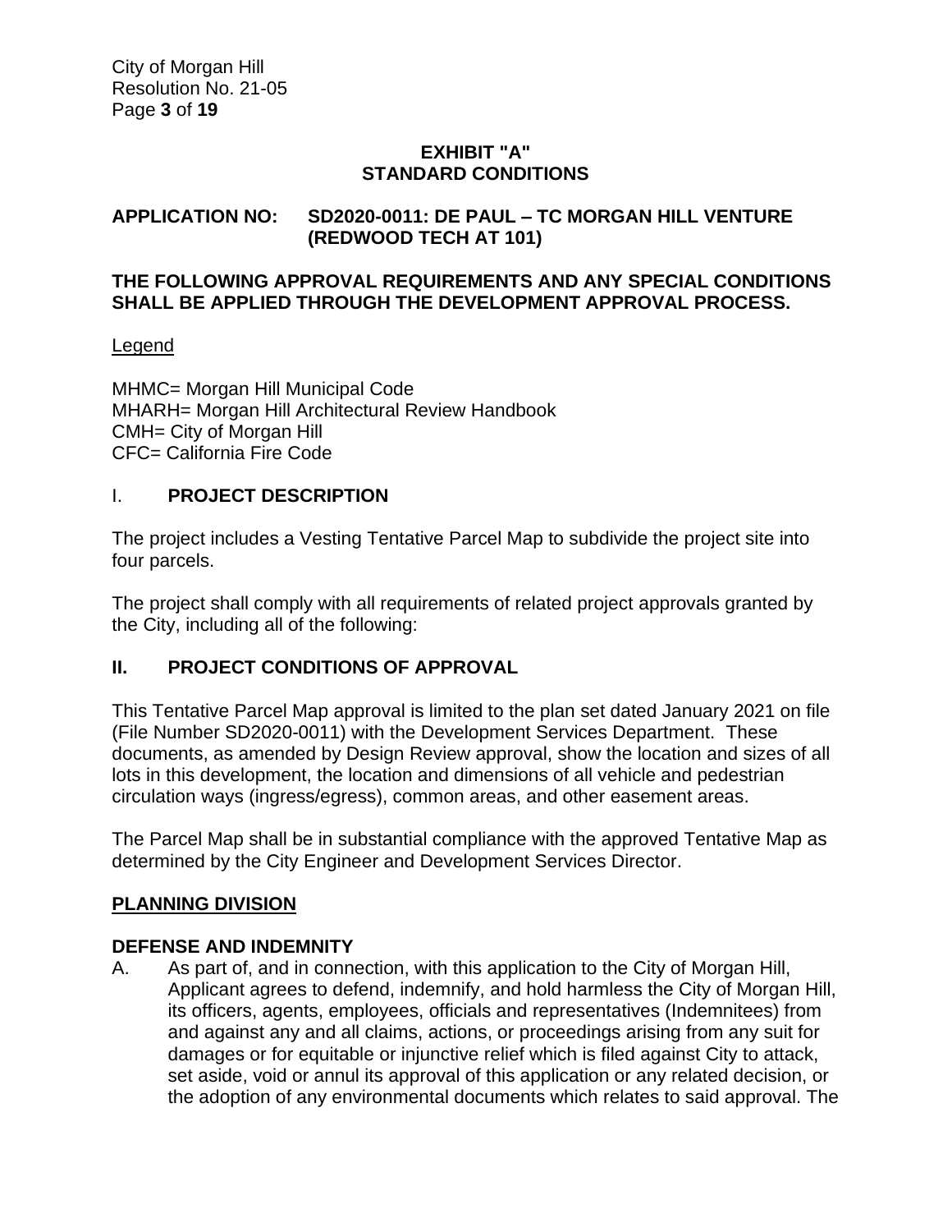# EXHIBIT "A"
# STANDARD CONDITIONS

**APPLICATION NO: SD2020-0011: DE PAUL – TC MORGAN HILL VENTURE (REDWOOD TECH AT 101)**

**THE FOLLOWING APPROVAL REQUIREMENTS AND ANY SPECIAL CONDITIONS SHALL BE APPLIED THROUGH THE DEVELOPMENT APPROVAL PROCESS.**

Legend

MHMC= Morgan Hill Municipal Code
MHARH= Morgan Hill Architectural Review Handbook
CMH= City of Morgan Hill
CFC= California Fire Code

## I. PROJECT DESCRIPTION

The project includes a Vesting Tentative Parcel Map to subdivide the project site into four parcels.

The project shall comply with all requirements of related project approvals granted by the City, including all of the following:

## II. PROJECT CONDITIONS OF APPROVAL

This Tentative Parcel Map approval is limited to the plan set dated January 2021 on file (File Number SD2020-0011) with the Development Services Department. These documents, as amended by Design Review approval, show the location and sizes of all lots in this development, the location and dimensions of all vehicle and pedestrian circulation ways (ingress/egress), common areas, and other easement areas.

The Parcel Map shall be in substantial compliance with the approved Tentative Map as determined by the City Engineer and Development Services Director.

### PLANNING DIVISION

### DEFENSE AND INDEMNITY

A. As part of, and in connection, with this application to the City of Morgan Hill, Applicant agrees to defend, indemnify, and hold harmless the City of Morgan Hill, its officers, agents, employees, officials and representatives (Indemnitees) from and against any and all claims, actions, or proceedings arising from any suit for damages or for equitable or injunctive relief which is filed against City to attack, set aside, void or annul its approval of this application or any related decision, or the adoption of any environmental documents which relates to said approval. The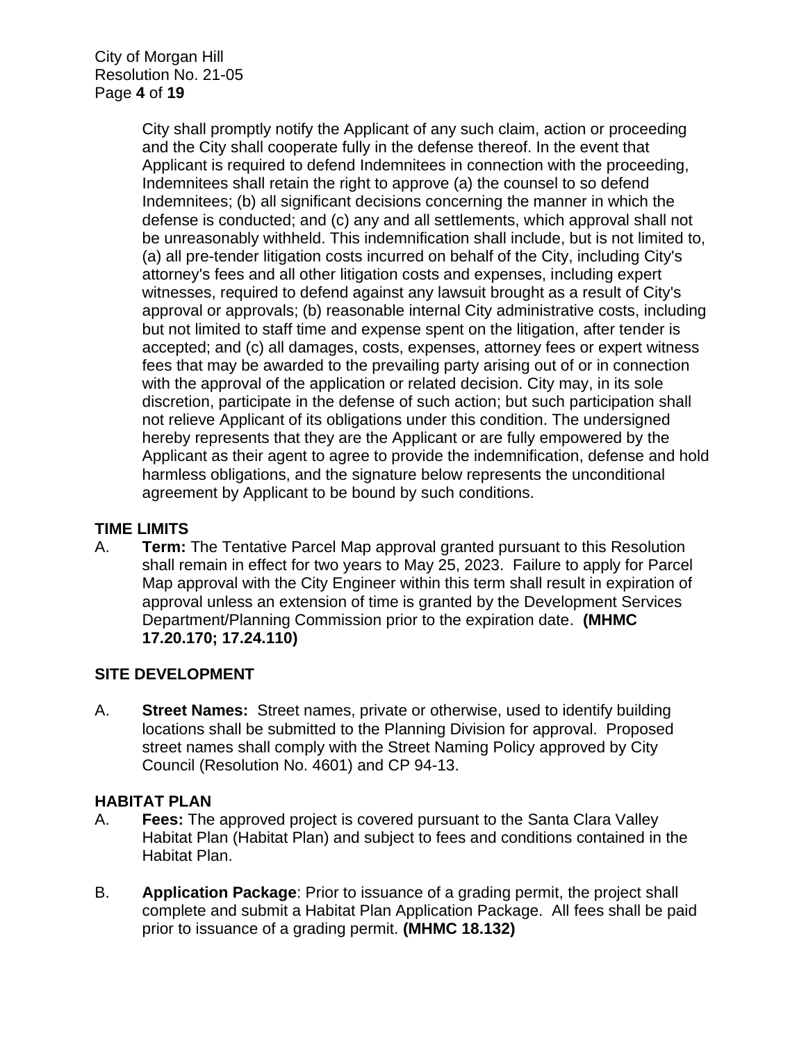City shall promptly notify the Applicant of any such claim, action or proceeding and the City shall cooperate fully in the defense thereof. In the event that Applicant is required to defend Indemnitees in connection with the proceeding, Indemnitees shall retain the right to approve (a) the counsel to so defend Indemnitees; (b) all significant decisions concerning the manner in which the defense is conducted; and (c) any and all settlements, which approval shall not be unreasonably withheld. This indemnification shall include, but is not limited to, (a) all pre-tender litigation costs incurred on behalf of the City, including City's attorney's fees and all other litigation costs and expenses, including expert witnesses, required to defend against any lawsuit brought as a result of City's approval or approvals; (b) reasonable internal City administrative costs, including but not limited to staff time and expense spent on the litigation, after tender is accepted; and (c) all damages, costs, expenses, attorney fees or expert witness fees that may be awarded to the prevailing party arising out of or in connection with the approval of the application or related decision. City may, in its sole discretion, participate in the defense of such action; but such participation shall not relieve Applicant of its obligations under this condition. The undersigned hereby represents that they are the Applicant or are fully empowered by the Applicant as their agent to agree to provide the indemnification, defense and hold harmless obligations, and the signature below represents the unconditional agreement by Applicant to be bound by such conditions.

**TIME LIMITS**

A. **Term:** The Tentative Parcel Map approval granted pursuant to this Resolution shall remain in effect for two years to May 25, 2023. Failure to apply for Parcel Map approval with the City Engineer within this term shall result in expiration of approval unless an extension of time is granted by the Development Services Department/Planning Commission prior to the expiration date. **(MHMC 17.20.170; 17.24.110)**

**SITE DEVELOPMENT**

A. **Street Names:** Street names, private or otherwise, used to identify building locations shall be submitted to the Planning Division for approval. Proposed street names shall comply with the Street Naming Policy approved by City Council (Resolution No. 4601) and CP 94-13.

**HABITAT PLAN**

A. **Fees:** The approved project is covered pursuant to the Santa Clara Valley Habitat Plan (Habitat Plan) and subject to fees and conditions contained in the Habitat Plan.

B. **Application Package**: Prior to issuance of a grading permit, the project shall complete and submit a Habitat Plan Application Package. All fees shall be paid prior to issuance of a grading permit. **(MHMC 18.132)**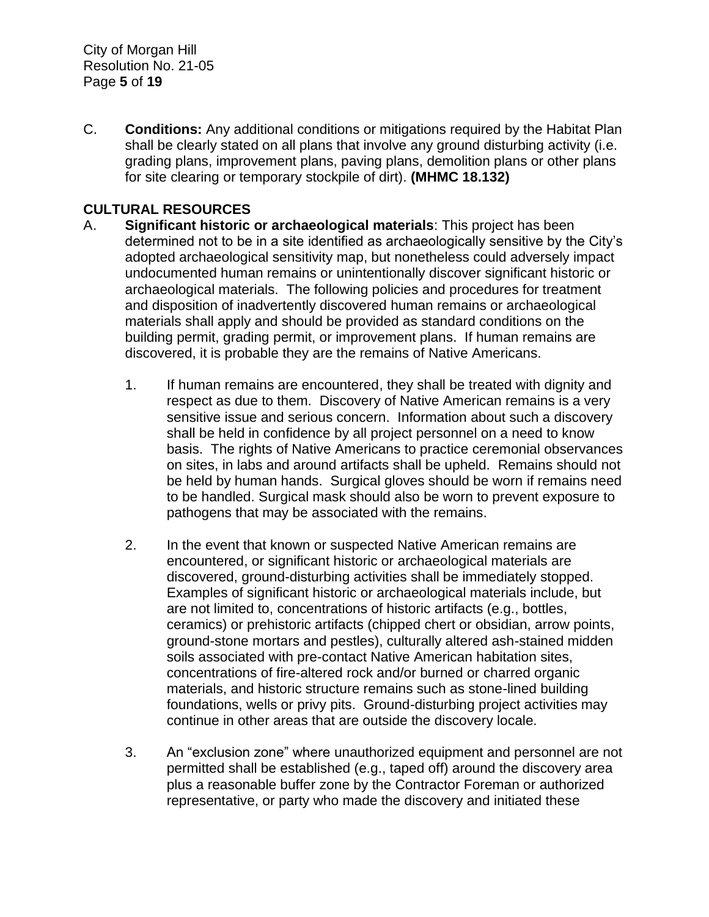C. **Conditions:** Any additional conditions or mitigations required by the Habitat Plan shall be clearly stated on all plans that involve any ground disturbing activity (i.e. grading plans, improvement plans, paving plans, demolition plans or other plans for site clearing or temporary stockpile of dirt). **(MHMC 18.132)**

**CULTURAL RESOURCES**

A. **Significant historic or archaeological materials**: This project has been determined not to be in a site identified as archaeologically sensitive by the City's adopted archaeological sensitivity map, but nonetheless could adversely impact undocumented human remains or unintentionally discover significant historic or archaeological materials. The following policies and procedures for treatment and disposition of inadvertently discovered human remains or archaeological materials shall apply and should be provided as standard conditions on the building permit, grading permit, or improvement plans. If human remains are discovered, it is probable they are the remains of Native Americans.

1. If human remains are encountered, they shall be treated with dignity and respect as due to them. Discovery of Native American remains is a very sensitive issue and serious concern. Information about such a discovery shall be held in confidence by all project personnel on a need to know basis. The rights of Native Americans to practice ceremonial observances on sites, in labs and around artifacts shall be upheld. Remains should not be held by human hands. Surgical gloves should be worn if remains need to be handled. Surgical mask should also be worn to prevent exposure to pathogens that may be associated with the remains.

2. In the event that known or suspected Native American remains are encountered, or significant historic or archaeological materials are discovered, ground-disturbing activities shall be immediately stopped. Examples of significant historic or archaeological materials include, but are not limited to, concentrations of historic artifacts (e.g., bottles, ceramics) or prehistoric artifacts (chipped chert or obsidian, arrow points, ground-stone mortars and pestles), culturally altered ash-stained midden soils associated with pre-contact Native American habitation sites, concentrations of fire-altered rock and/or burned or charred organic materials, and historic structure remains such as stone-lined building foundations, wells or privy pits. Ground-disturbing project activities may continue in other areas that are outside the discovery locale.

3. An "exclusion zone" where unauthorized equipment and personnel are not permitted shall be established (e.g., taped off) around the discovery area plus a reasonable buffer zone by the Contractor Foreman or authorized representative, or party who made the discovery and initiated these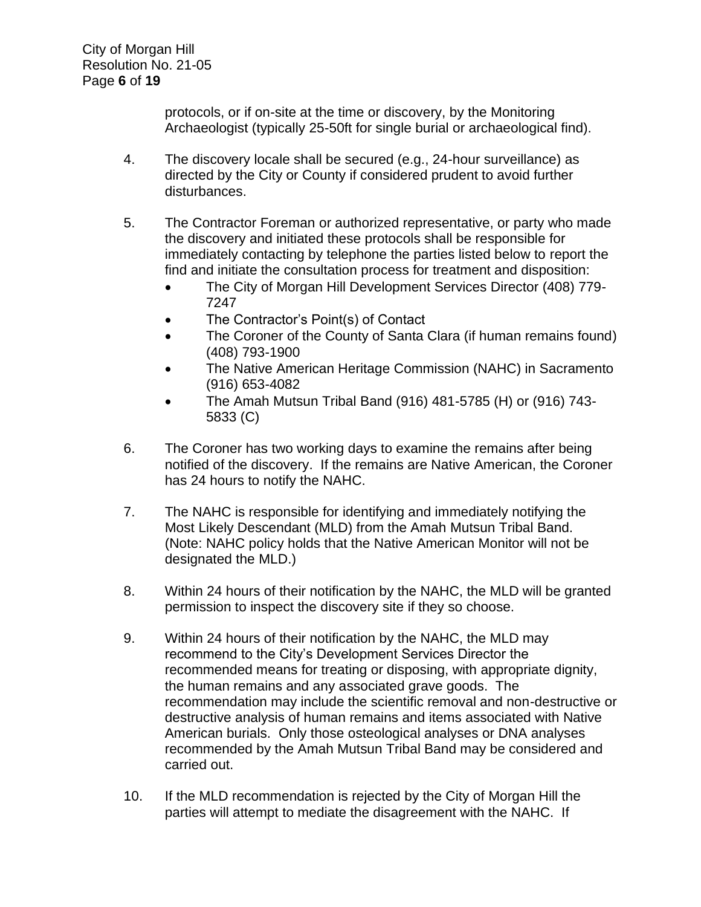protocols, or if on-site at the time or discovery, by the Monitoring Archaeologist (typically 25-50ft for single burial or archaeological find).

4. The discovery locale shall be secured (e.g., 24-hour surveillance) as directed by the City or County if considered prudent to avoid further disturbances.

5. The Contractor Foreman or authorized representative, or party who made the discovery and initiated these protocols shall be responsible for immediately contacting by telephone the parties listed below to report the find and initiate the consultation process for treatment and disposition:
   - The City of Morgan Hill Development Services Director (408) 779-7247
   - The Contractor's Point(s) of Contact
   - The Coroner of the County of Santa Clara (if human remains found) (408) 793-1900
   - The Native American Heritage Commission (NAHC) in Sacramento (916) 653-4082
   - The Amah Mutsun Tribal Band (916) 481-5785 (H) or (916) 743-5833 (C)

6. The Coroner has two working days to examine the remains after being notified of the discovery. If the remains are Native American, the Coroner has 24 hours to notify the NAHC.

7. The NAHC is responsible for identifying and immediately notifying the Most Likely Descendant (MLD) from the Amah Mutsun Tribal Band. (Note: NAHC policy holds that the Native American Monitor will not be designated the MLD.)

8. Within 24 hours of their notification by the NAHC, the MLD will be granted permission to inspect the discovery site if they so choose.

9. Within 24 hours of their notification by the NAHC, the MLD may recommend to the City's Development Services Director the recommended means for treating or disposing, with appropriate dignity, the human remains and any associated grave goods. The recommendation may include the scientific removal and non-destructive or destructive analysis of human remains and items associated with Native American burials. Only those osteological analyses or DNA analyses recommended by the Amah Mutsun Tribal Band may be considered and carried out.

10. If the MLD recommendation is rejected by the City of Morgan Hill the parties will attempt to mediate the disagreement with the NAHC. If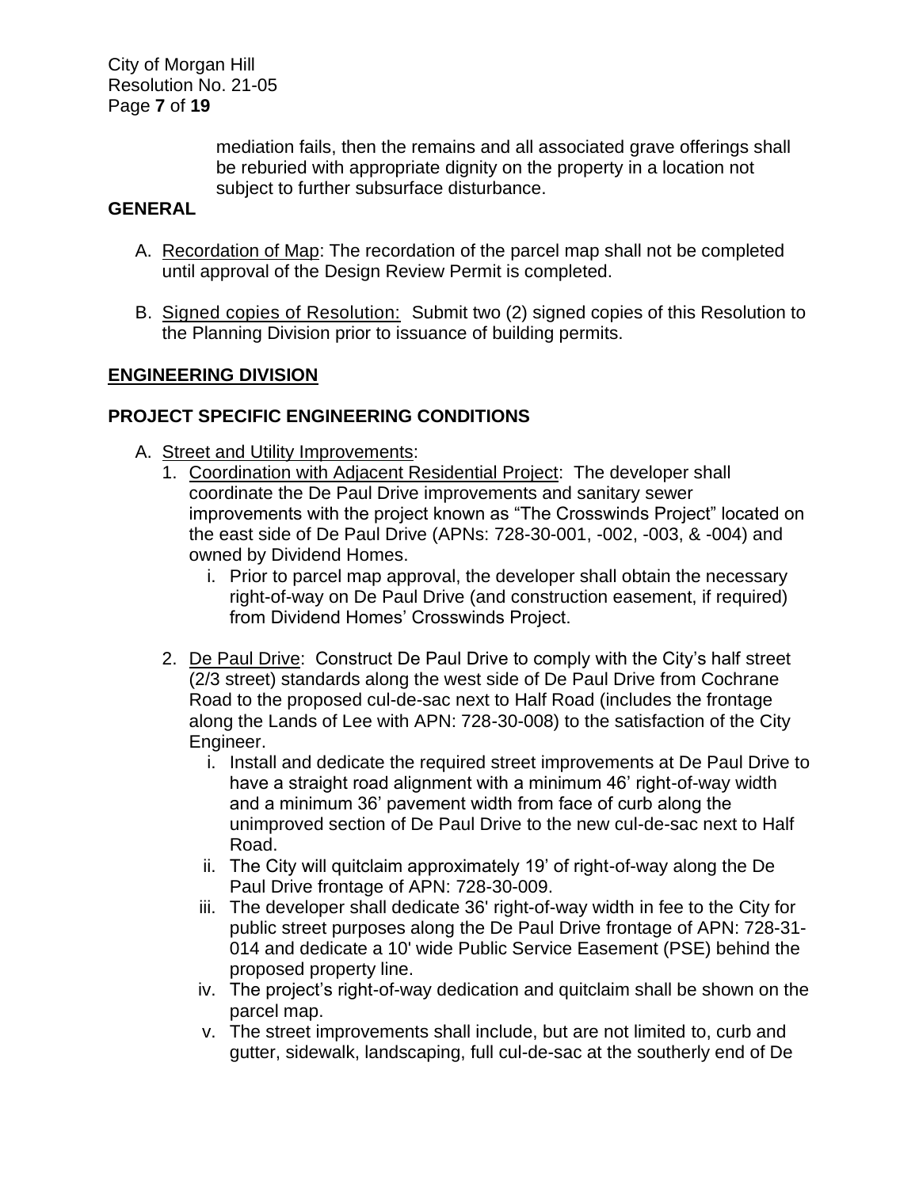mediation fails, then the remains and all associated grave offerings shall be reburied with appropriate dignity on the property in a location not subject to further subsurface disturbance.

**GENERAL**

A. Recordation of Map: The recordation of the parcel map shall not be completed until approval of the Design Review Permit is completed.

B. Signed copies of Resolution: Submit two (2) signed copies of this Resolution to the Planning Division prior to issuance of building permits.

## ENGINEERING DIVISION

## PROJECT SPECIFIC ENGINEERING CONDITIONS

A. Street and Utility Improvements:
   1. Coordination with Adjacent Residential Project: The developer shall coordinate the De Paul Drive improvements and sanitary sewer improvements with the project known as "The Crosswinds Project" located on the east side of De Paul Drive (APNs: 728-30-001, -002, -003, & -004) and owned by Dividend Homes.
      i. Prior to parcel map approval, the developer shall obtain the necessary right-of-way on De Paul Drive (and construction easement, if required) from Dividend Homes' Crosswinds Project.

   2. De Paul Drive: Construct De Paul Drive to comply with the City's half street (2/3 street) standards along the west side of De Paul Drive from Cochrane Road to the proposed cul-de-sac next to Half Road (includes the frontage along the Lands of Lee with APN: 728-30-008) to the satisfaction of the City Engineer.
      i. Install and dedicate the required street improvements at De Paul Drive to have a straight road alignment with a minimum 46' right-of-way width and a minimum 36' pavement width from face of curb along the unimproved section of De Paul Drive to the new cul-de-sac next to Half Road.
      ii. The City will quitclaim approximately 19' of right-of-way along the De Paul Drive frontage of APN: 728-30-009.
      iii. The developer shall dedicate 36' right-of-way width in fee to the City for public street purposes along the De Paul Drive frontage of APN: 728-31-014 and dedicate a 10' wide Public Service Easement (PSE) behind the proposed property line.
      iv. The project's right-of-way dedication and quitclaim shall be shown on the parcel map.
      v. The street improvements shall include, but are not limited to, curb and gutter, sidewalk, landscaping, full cul-de-sac at the southerly end of De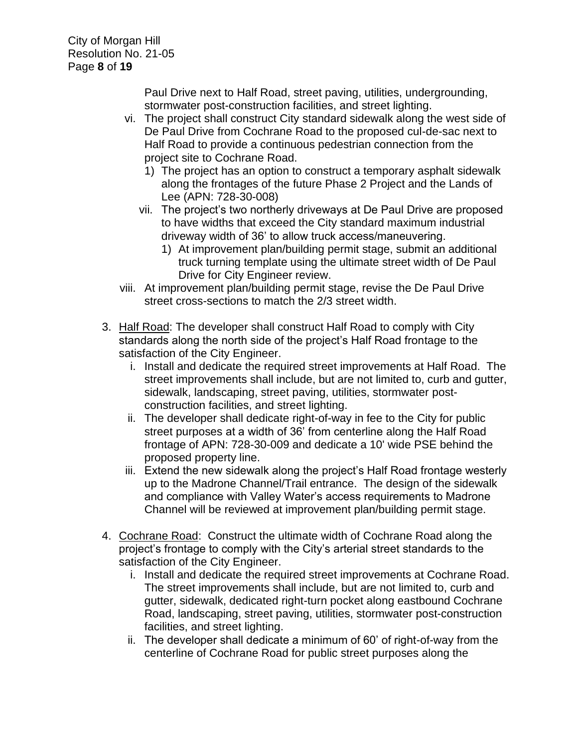Paul Drive next to Half Road, street paving, utilities, undergrounding, stormwater post-construction facilities, and street lighting.

vi. The project shall construct City standard sidewalk along the west side of De Paul Drive from Cochrane Road to the proposed cul-de-sac next to Half Road to provide a continuous pedestrian connection from the project site to Cochrane Road.
    1) The project has an option to construct a temporary asphalt sidewalk along the frontages of the future Phase 2 Project and the Lands of Lee (APN: 728-30-008)

vii. The project's two northerly driveways at De Paul Drive are proposed to have widths that exceed the City standard maximum industrial driveway width of 36' to allow truck access/maneuvering.
    1) At improvement plan/building permit stage, submit an additional truck turning template using the ultimate street width of De Paul Drive for City Engineer review.

viii. At improvement plan/building permit stage, revise the De Paul Drive street cross-sections to match the 2/3 street width.

3. <u>Half Road</u>: The developer shall construct Half Road to comply with City standards along the north side of the project's Half Road frontage to the satisfaction of the City Engineer.
   i. Install and dedicate the required street improvements at Half Road. The street improvements shall include, but are not limited to, curb and gutter, sidewalk, landscaping, street paving, utilities, stormwater post-construction facilities, and street lighting.
   ii. The developer shall dedicate right-of-way in fee to the City for public street purposes at a width of 36' from centerline along the Half Road frontage of APN: 728-30-009 and dedicate a 10' wide PSE behind the proposed property line.
   iii. Extend the new sidewalk along the project's Half Road frontage westerly up to the Madrone Channel/Trail entrance. The design of the sidewalk and compliance with Valley Water's access requirements to Madrone Channel will be reviewed at improvement plan/building permit stage.

4. <u>Cochrane Road</u>: Construct the ultimate width of Cochrane Road along the project's frontage to comply with the City's arterial street standards to the satisfaction of the City Engineer.
   i. Install and dedicate the required street improvements at Cochrane Road. The street improvements shall include, but are not limited to, curb and gutter, sidewalk, dedicated right-turn pocket along eastbound Cochrane Road, landscaping, street paving, utilities, stormwater post-construction facilities, and street lighting.
   ii. The developer shall dedicate a minimum of 60' of right-of-way from the centerline of Cochrane Road for public street purposes along the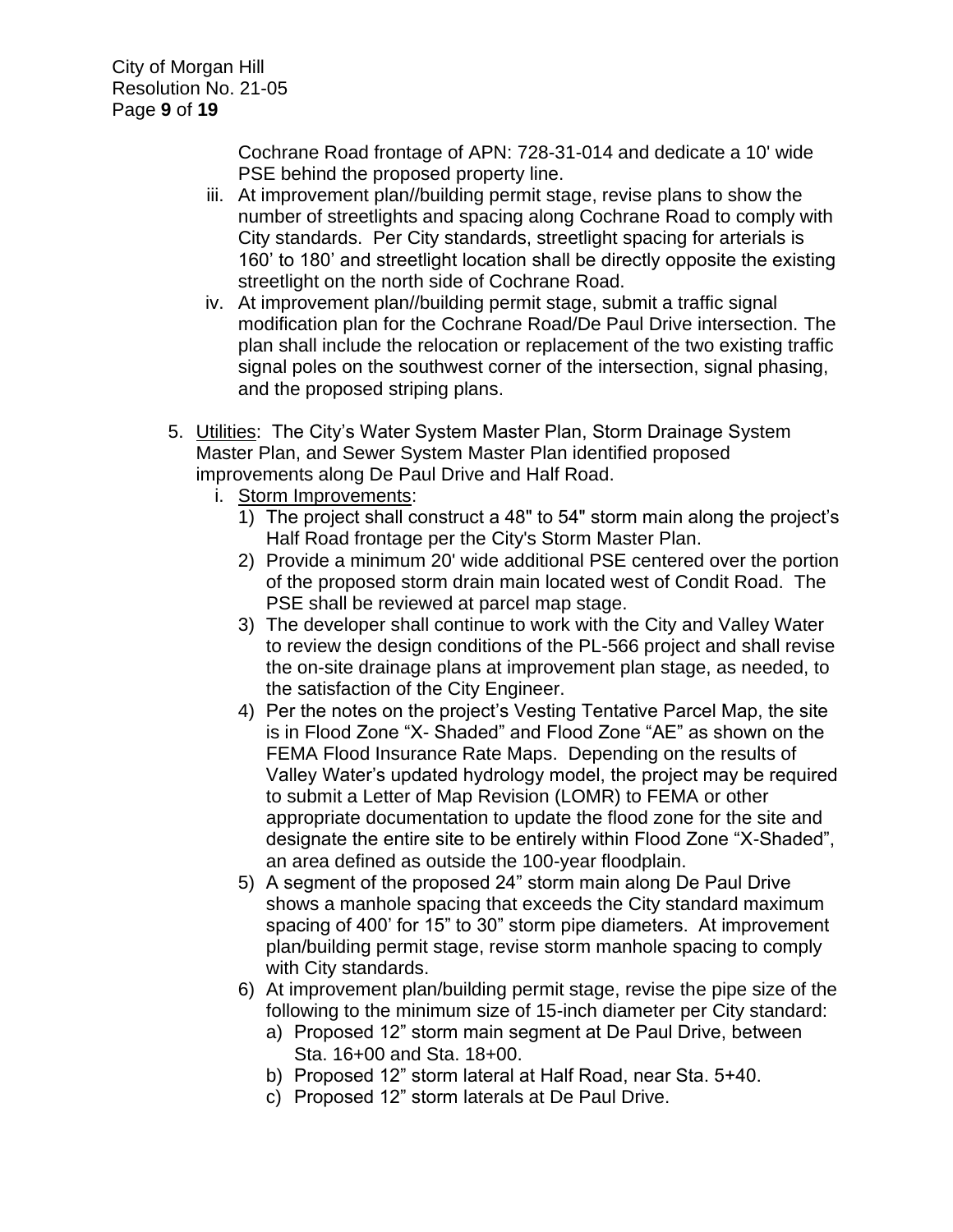Cochrane Road frontage of APN: 728-31-014 and dedicate a 10' wide PSE behind the proposed property line.

iii. At improvement plan//building permit stage, revise plans to show the number of streetlights and spacing along Cochrane Road to comply with City standards. Per City standards, streetlight spacing for arterials is 160' to 180' and streetlight location shall be directly opposite the existing streetlight on the north side of Cochrane Road.

iv. At improvement plan//building permit stage, submit a traffic signal modification plan for the Cochrane Road/De Paul Drive intersection. The plan shall include the relocation or replacement of the two existing traffic signal poles on the southwest corner of the intersection, signal phasing, and the proposed striping plans.

5. Utilities: The City's Water System Master Plan, Storm Drainage System Master Plan, and Sewer System Master Plan identified proposed improvements along De Paul Drive and Half Road.

   i. Storm Improvements:

      1) The project shall construct a 48" to 54" storm main along the project's Half Road frontage per the City's Storm Master Plan.
      2) Provide a minimum 20' wide additional PSE centered over the portion of the proposed storm drain main located west of Condit Road. The PSE shall be reviewed at parcel map stage.
      3) The developer shall continue to work with the City and Valley Water to review the design conditions of the PL-566 project and shall revise the on-site drainage plans at improvement plan stage, as needed, to the satisfaction of the City Engineer.
      4) Per the notes on the project's Vesting Tentative Parcel Map, the site is in Flood Zone "X- Shaded" and Flood Zone "AE" as shown on the FEMA Flood Insurance Rate Maps. Depending on the results of Valley Water's updated hydrology model, the project may be required to submit a Letter of Map Revision (LOMR) to FEMA or other appropriate documentation to update the flood zone for the site and designate the entire site to be entirely within Flood Zone "X-Shaded", an area defined as outside the 100-year floodplain.
      5) A segment of the proposed 24" storm main along De Paul Drive shows a manhole spacing that exceeds the City standard maximum spacing of 400' for 15" to 30" storm pipe diameters. At improvement plan/building permit stage, revise storm manhole spacing to comply with City standards.
      6) At improvement plan/building permit stage, revise the pipe size of the following to the minimum size of 15-inch diameter per City standard:
         a) Proposed 12" storm main segment at De Paul Drive, between Sta. 16+00 and Sta. 18+00.
         b) Proposed 12" storm lateral at Half Road, near Sta. 5+40.
         c) Proposed 12" storm laterals at De Paul Drive.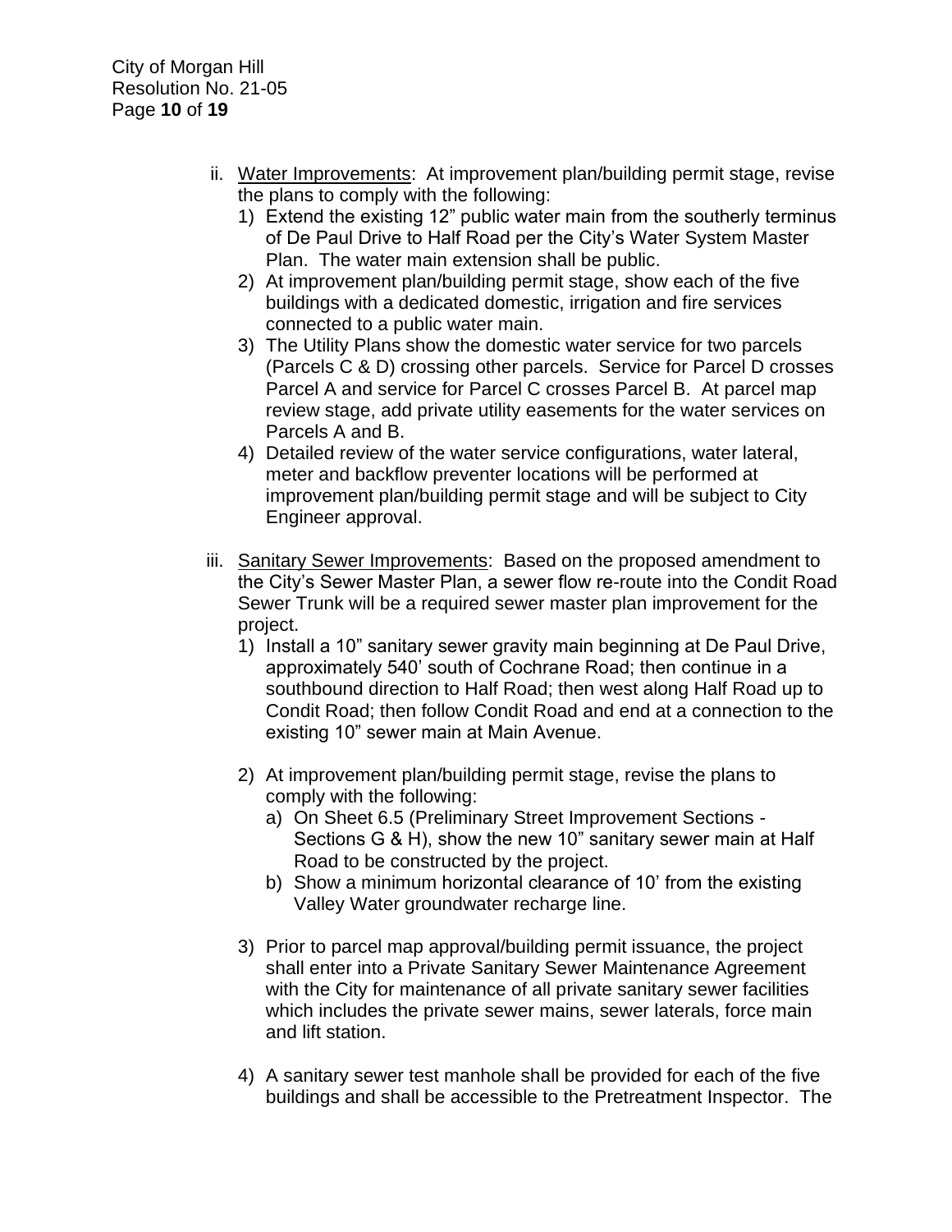ii. <u>Water Improvements</u>: At improvement plan/building permit stage, revise the plans to comply with the following:

1) Extend the existing 12" public water main from the southerly terminus of De Paul Drive to Half Road per the City's Water System Master Plan. The water main extension shall be public.
2) At improvement plan/building permit stage, show each of the five buildings with a dedicated domestic, irrigation and fire services connected to a public water main.
3) The Utility Plans show the domestic water service for two parcels (Parcels C & D) crossing other parcels. Service for Parcel D crosses Parcel A and service for Parcel C crosses Parcel B. At parcel map review stage, add private utility easements for the water services on Parcels A and B.
4) Detailed review of the water service configurations, water lateral, meter and backflow preventer locations will be performed at improvement plan/building permit stage and will be subject to City Engineer approval.

iii. <u>Sanitary Sewer Improvements</u>: Based on the proposed amendment to the City's Sewer Master Plan, a sewer flow re-route into the Condit Road Sewer Trunk will be a required sewer master plan improvement for the project.

1) Install a 10" sanitary sewer gravity main beginning at De Paul Drive, approximately 540' south of Cochrane Road; then continue in a southbound direction to Half Road; then west along Half Road up to Condit Road; then follow Condit Road and end at a connection to the existing 10" sewer main at Main Avenue.

2) At improvement plan/building permit stage, revise the plans to comply with the following:
   a) On Sheet 6.5 (Preliminary Street Improvement Sections - Sections G & H), show the new 10" sanitary sewer main at Half Road to be constructed by the project.
   b) Show a minimum horizontal clearance of 10' from the existing Valley Water groundwater recharge line.

3) Prior to parcel map approval/building permit issuance, the project shall enter into a Private Sanitary Sewer Maintenance Agreement with the City for maintenance of all private sanitary sewer facilities which includes the private sewer mains, sewer laterals, force main and lift station.

4) A sanitary sewer test manhole shall be provided for each of the five buildings and shall be accessible to the Pretreatment Inspector. The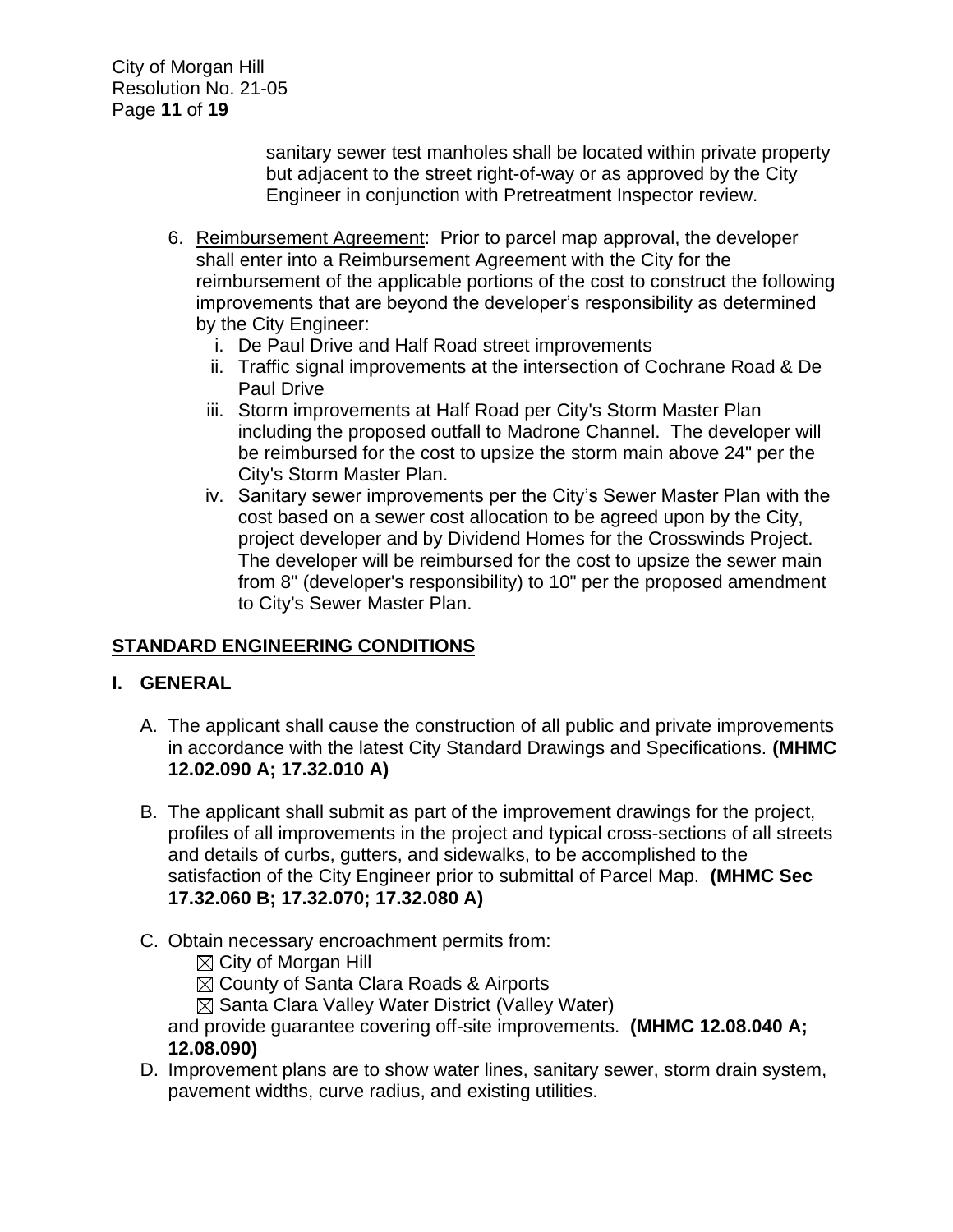sanitary sewer test manholes shall be located within private property but adjacent to the street right-of-way or as approved by the City Engineer in conjunction with Pretreatment Inspector review.

6. <u>Reimbursement Agreement</u>: Prior to parcel map approval, the developer shall enter into a Reimbursement Agreement with the City for the reimbursement of the applicable portions of the cost to construct the following improvements that are beyond the developer's responsibility as determined by the City Engineer:
   i. De Paul Drive and Half Road street improvements
   ii. Traffic signal improvements at the intersection of Cochrane Road & De Paul Drive
   iii. Storm improvements at Half Road per City's Storm Master Plan including the proposed outfall to Madrone Channel. The developer will be reimbursed for the cost to upsize the storm main above 24" per the City's Storm Master Plan.
   iv. Sanitary sewer improvements per the City's Sewer Master Plan with the cost based on a sewer cost allocation to be agreed upon by the City, project developer and by Dividend Homes for the Crosswinds Project. The developer will be reimbursed for the cost to upsize the sewer main from 8" (developer's responsibility) to 10" per the proposed amendment to City's Sewer Master Plan.

## <u>STANDARD ENGINEERING CONDITIONS</u>

### I. GENERAL

A. The applicant shall cause the construction of all public and private improvements in accordance with the latest City Standard Drawings and Specifications. **(MHMC 12.02.090 A; 17.32.010 A)**

B. The applicant shall submit as part of the improvement drawings for the project, profiles of all improvements in the project and typical cross-sections of all streets and details of curbs, gutters, and sidewalks, to be accomplished to the satisfaction of the City Engineer prior to submittal of Parcel Map. **(MHMC Sec 17.32.060 B; 17.32.070; 17.32.080 A)**

C. Obtain necessary encroachment permits from:
   ☒ City of Morgan Hill
   ☒ County of Santa Clara Roads & Airports
   ☒ Santa Clara Valley Water District (Valley Water)
   and provide guarantee covering off-site improvements. **(MHMC 12.08.040 A; 12.08.090)**

D. Improvement plans are to show water lines, sanitary sewer, storm drain system, pavement widths, curve radius, and existing utilities.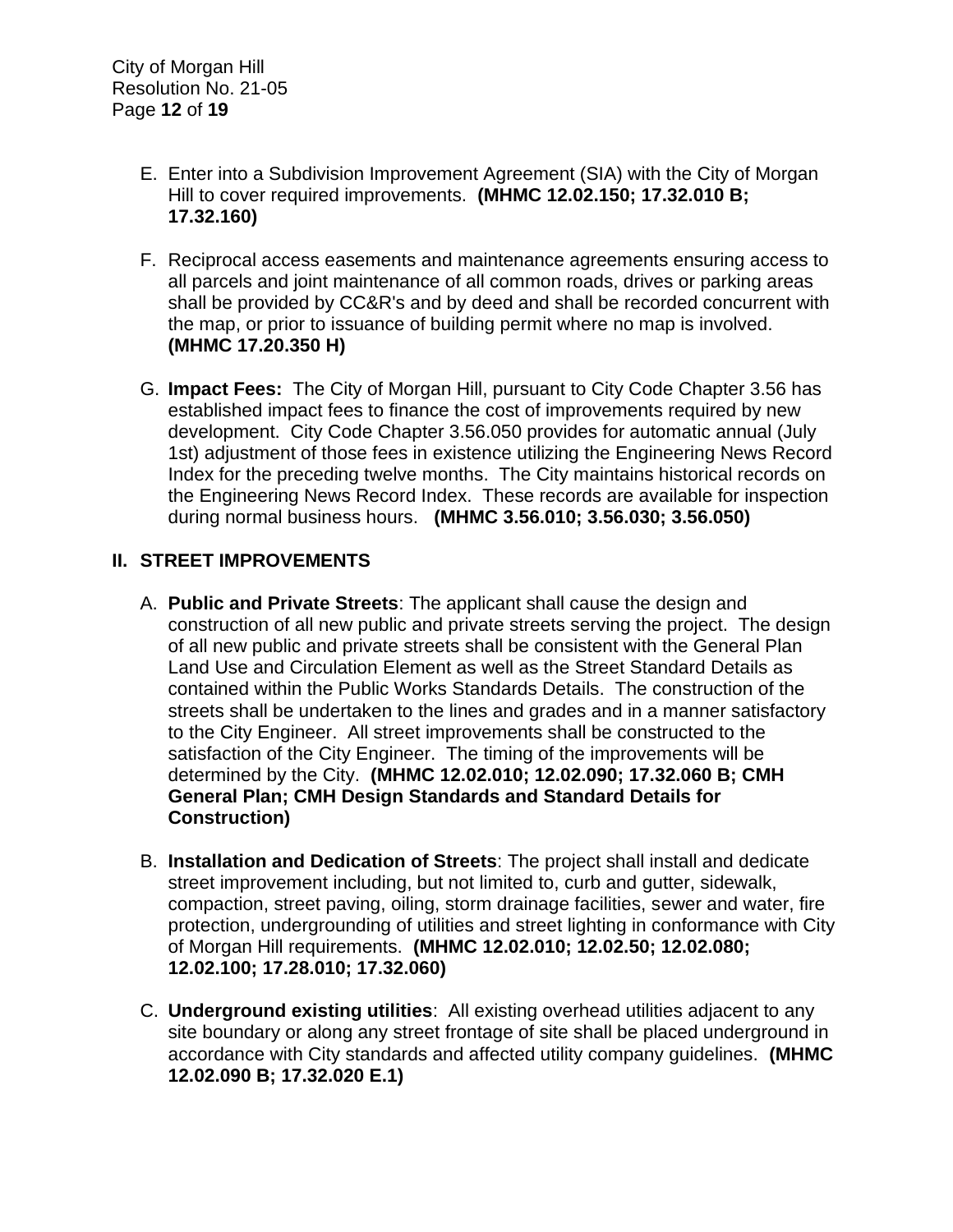E. Enter into a Subdivision Improvement Agreement (SIA) with the City of Morgan Hill to cover required improvements. **(MHMC 12.02.150; 17.32.010 B; 17.32.160)**

F. Reciprocal access easements and maintenance agreements ensuring access to all parcels and joint maintenance of all common roads, drives or parking areas shall be provided by CC&R's and by deed and shall be recorded concurrent with the map, or prior to issuance of building permit where no map is involved. **(MHMC 17.20.350 H)**

G. **Impact Fees:** The City of Morgan Hill, pursuant to City Code Chapter 3.56 has established impact fees to finance the cost of improvements required by new development. City Code Chapter 3.56.050 provides for automatic annual (July 1st) adjustment of those fees in existence utilizing the Engineering News Record Index for the preceding twelve months. The City maintains historical records on the Engineering News Record Index. These records are available for inspection during normal business hours. **(MHMC 3.56.010; 3.56.030; 3.56.050)**

## II. STREET IMPROVEMENTS

A. **Public and Private Streets**: The applicant shall cause the design and construction of all new public and private streets serving the project. The design of all new public and private streets shall be consistent with the General Plan Land Use and Circulation Element as well as the Street Standard Details as contained within the Public Works Standards Details. The construction of the streets shall be undertaken to the lines and grades and in a manner satisfactory to the City Engineer. All street improvements shall be constructed to the satisfaction of the City Engineer. The timing of the improvements will be determined by the City. **(MHMC 12.02.010; 12.02.090; 17.32.060 B; CMH General Plan; CMH Design Standards and Standard Details for Construction)**

B. **Installation and Dedication of Streets**: The project shall install and dedicate street improvement including, but not limited to, curb and gutter, sidewalk, compaction, street paving, oiling, storm drainage facilities, sewer and water, fire protection, undergrounding of utilities and street lighting in conformance with City of Morgan Hill requirements. **(MHMC 12.02.010; 12.02.50; 12.02.080; 12.02.100; 17.28.010; 17.32.060)**

C. **Underground existing utilities**: All existing overhead utilities adjacent to any site boundary or along any street frontage of site shall be placed underground in accordance with City standards and affected utility company guidelines. **(MHMC 12.02.090 B; 17.32.020 E.1)**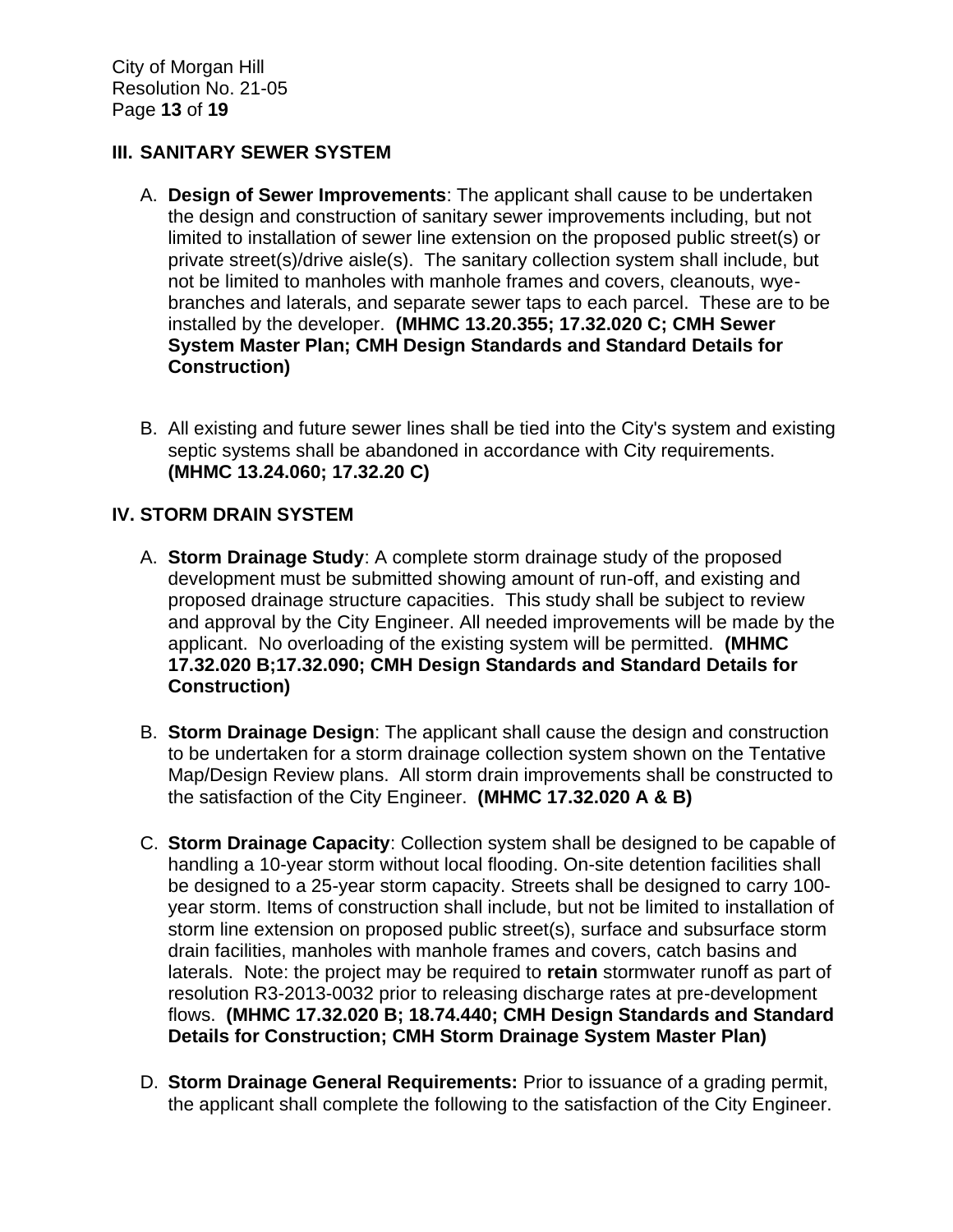## III. SANITARY SEWER SYSTEM

A. **Design of Sewer Improvements**: The applicant shall cause to be undertaken the design and construction of sanitary sewer improvements including, but not limited to installation of sewer line extension on the proposed public street(s) or private street(s)/drive aisle(s). The sanitary collection system shall include, but not be limited to manholes with manhole frames and covers, cleanouts, wye-branches and laterals, and separate sewer taps to each parcel. These are to be installed by the developer. **(MHMC 13.20.355; 17.32.020 C; CMH Sewer System Master Plan; CMH Design Standards and Standard Details for Construction)**

B. All existing and future sewer lines shall be tied into the City's system and existing septic systems shall be abandoned in accordance with City requirements. **(MHMC 13.24.060; 17.32.20 C)**

## IV. STORM DRAIN SYSTEM

A. **Storm Drainage Study**: A complete storm drainage study of the proposed development must be submitted showing amount of run-off, and existing and proposed drainage structure capacities. This study shall be subject to review and approval by the City Engineer. All needed improvements will be made by the applicant. No overloading of the existing system will be permitted. **(MHMC 17.32.020 B;17.32.090; CMH Design Standards and Standard Details for Construction)**

B. **Storm Drainage Design**: The applicant shall cause the design and construction to be undertaken for a storm drainage collection system shown on the Tentative Map/Design Review plans. All storm drain improvements shall be constructed to the satisfaction of the City Engineer. **(MHMC 17.32.020 A & B)**

C. **Storm Drainage Capacity**: Collection system shall be designed to be capable of handling a 10-year storm without local flooding. On-site detention facilities shall be designed to a 25-year storm capacity. Streets shall be designed to carry 100-year storm. Items of construction shall include, but not be limited to installation of storm line extension on proposed public street(s), surface and subsurface storm drain facilities, manholes with manhole frames and covers, catch basins and laterals. Note: the project may be required to **retain** stormwater runoff as part of resolution R3-2013-0032 prior to releasing discharge rates at pre-development flows. **(MHMC 17.32.020 B; 18.74.440; CMH Design Standards and Standard Details for Construction; CMH Storm Drainage System Master Plan)**

D. **Storm Drainage General Requirements:** Prior to issuance of a grading permit, the applicant shall complete the following to the satisfaction of the City Engineer.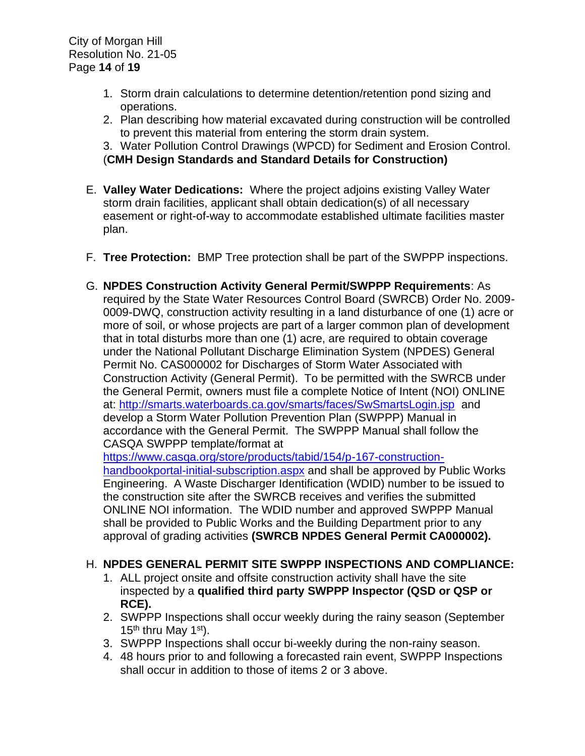1. Storm drain calculations to determine detention/retention pond sizing and operations.
2. Plan describing how material excavated during construction will be controlled to prevent this material from entering the storm drain system.
3. Water Pollution Control Drawings (WPCD) for Sediment and Erosion Control. (**CMH Design Standards and Standard Details for Construction)**

E. **Valley Water Dedications:** Where the project adjoins existing Valley Water storm drain facilities, applicant shall obtain dedication(s) of all necessary easement or right-of-way to accommodate established ultimate facilities master plan.

F. **Tree Protection:** BMP Tree protection shall be part of the SWPPP inspections.

G. **NPDES Construction Activity General Permit/SWPPP Requirements**: As required by the State Water Resources Control Board (SWRCB) Order No. 2009-0009-DWQ, construction activity resulting in a land disturbance of one (1) acre or more of soil, or whose projects are part of a larger common plan of development that in total disturbs more than one (1) acre, are required to obtain coverage under the National Pollutant Discharge Elimination System (NPDES) General Permit No. CAS000002 for Discharges of Storm Water Associated with Construction Activity (General Permit). To be permitted with the SWRCB under the General Permit, owners must file a complete Notice of Intent (NOI) ONLINE at: [http://smarts.waterboards.ca.gov/smarts/faces/SwSmartsLogin.jsp](http://smarts.waterboards.ca.gov/smarts/faces/SwSmartsLogin.jsp) and develop a Storm Water Pollution Prevention Plan (SWPPP) Manual in accordance with the General Permit. The SWPPP Manual shall follow the CASQA SWPPP template/format at [https://www.casqa.org/store/products/tabid/154/p-167-construction-handbookportal-initial-subscription.aspx](https://www.casqa.org/store/products/tabid/154/p-167-construction-handbookportal-initial-subscription.aspx) and shall be approved by Public Works Engineering. A Waste Discharger Identification (WDID) number to be issued to the construction site after the SWRCB receives and verifies the submitted ONLINE NOI information. The WDID number and approved SWPPP Manual shall be provided to Public Works and the Building Department prior to any approval of grading activities **(SWRCB NPDES General Permit CA000002).**

H. **NPDES GENERAL PERMIT SITE SWPPP INSPECTIONS AND COMPLIANCE:**
1. ALL project onsite and offsite construction activity shall have the site inspected by a **qualified third party SWPPP Inspector (QSD or QSP or RCE).**
2. SWPPP Inspections shall occur weekly during the rainy season (September 15th thru May 1st).
3. SWPPP Inspections shall occur bi-weekly during the non-rainy season.
4. 48 hours prior to and following a forecasted rain event, SWPPP Inspections shall occur in addition to those of items 2 or 3 above.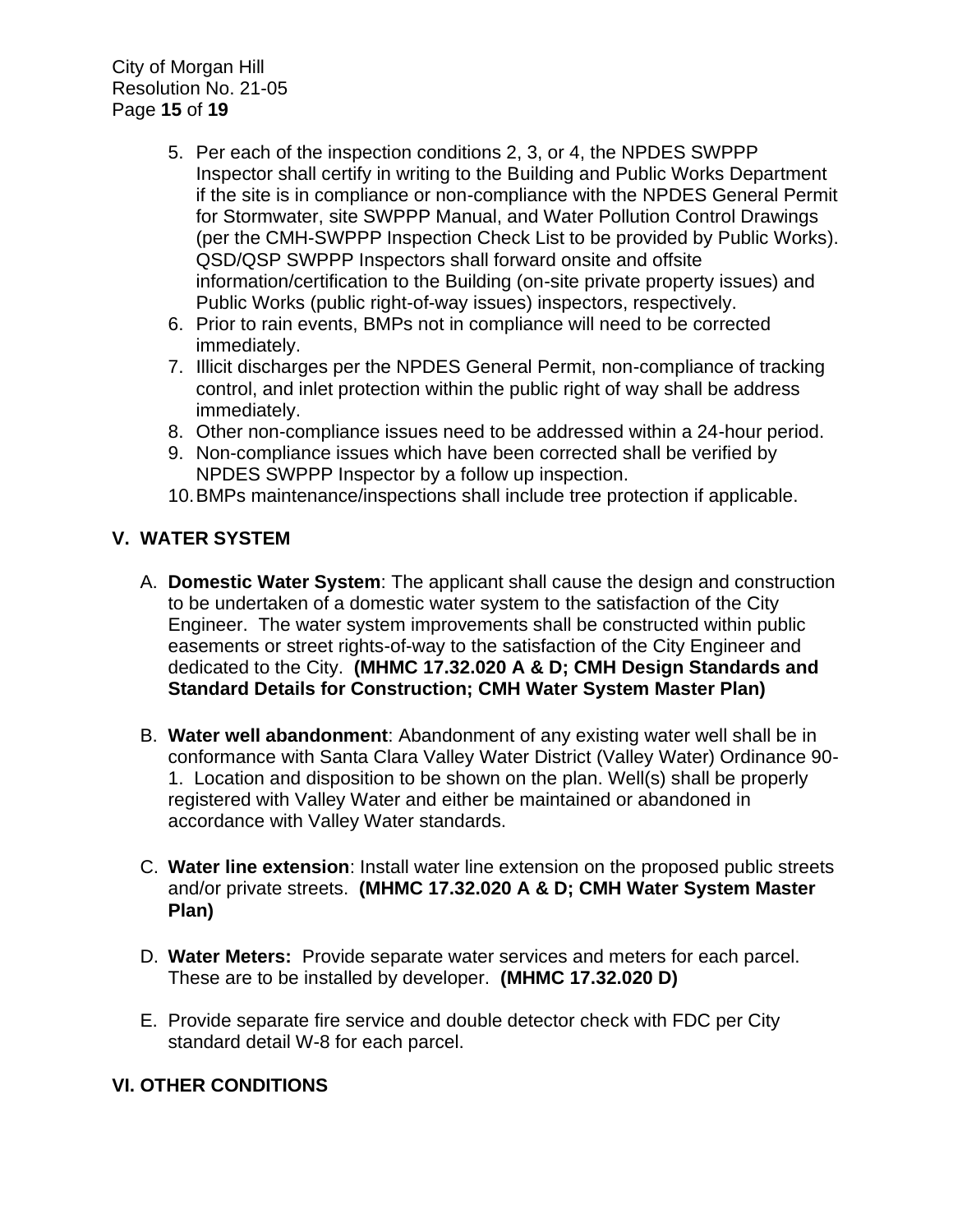5. Per each of the inspection conditions 2, 3, or 4, the NPDES SWPPP Inspector shall certify in writing to the Building and Public Works Department if the site is in compliance or non-compliance with the NPDES General Permit for Stormwater, site SWPPP Manual, and Water Pollution Control Drawings (per the CMH-SWPPP Inspection Check List to be provided by Public Works). QSD/QSP SWPPP Inspectors shall forward onsite and offsite information/certification to the Building (on-site private property issues) and Public Works (public right-of-way issues) inspectors, respectively.
6. Prior to rain events, BMPs not in compliance will need to be corrected immediately.
7. Illicit discharges per the NPDES General Permit, non-compliance of tracking control, and inlet protection within the public right of way shall be address immediately.
8. Other non-compliance issues need to be addressed within a 24-hour period.
9. Non-compliance issues which have been corrected shall be verified by NPDES SWPPP Inspector by a follow up inspection.
10. BMPs maintenance/inspections shall include tree protection if applicable.

## V. WATER SYSTEM

A. **Domestic Water System**: The applicant shall cause the design and construction to be undertaken of a domestic water system to the satisfaction of the City Engineer. The water system improvements shall be constructed within public easements or street rights-of-way to the satisfaction of the City Engineer and dedicated to the City. **(MHMC 17.32.020 A & D; CMH Design Standards and Standard Details for Construction; CMH Water System Master Plan)**

B. **Water well abandonment**: Abandonment of any existing water well shall be in conformance with Santa Clara Valley Water District (Valley Water) Ordinance 90-1. Location and disposition to be shown on the plan. Well(s) shall be properly registered with Valley Water and either be maintained or abandoned in accordance with Valley Water standards.

C. **Water line extension**: Install water line extension on the proposed public streets and/or private streets. **(MHMC 17.32.020 A & D; CMH Water System Master Plan)**

D. **Water Meters:** Provide separate water services and meters for each parcel. These are to be installed by developer. **(MHMC 17.32.020 D)**

E. Provide separate fire service and double detector check with FDC per City standard detail W-8 for each parcel.

## VI. OTHER CONDITIONS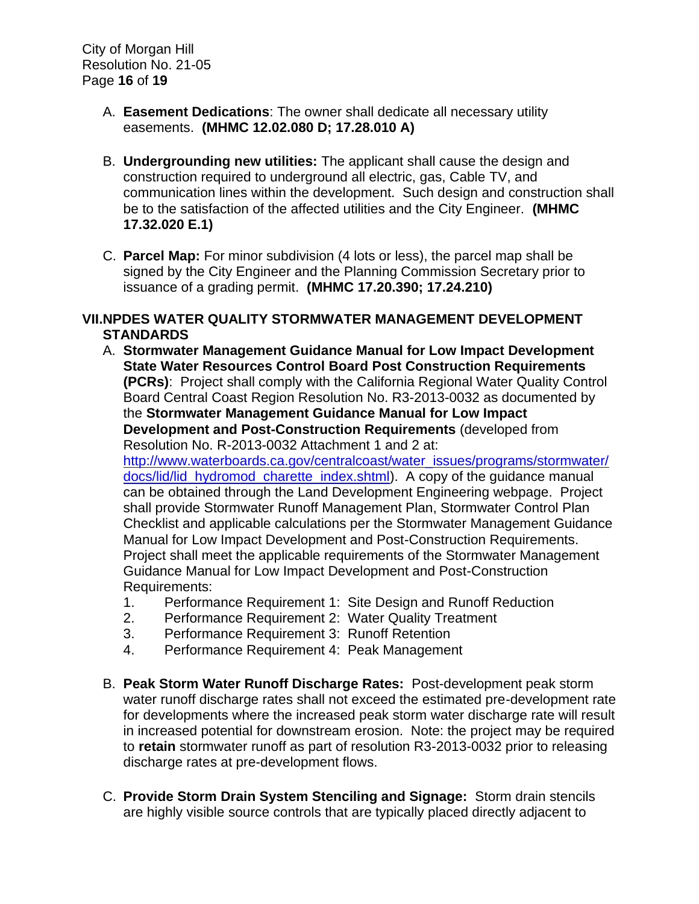A. **Easement Dedications**: The owner shall dedicate all necessary utility easements. **(MHMC 12.02.080 D; 17.28.010 A)**

B. **Undergrounding new utilities:** The applicant shall cause the design and construction required to underground all electric, gas, Cable TV, and communication lines within the development. Such design and construction shall be to the satisfaction of the affected utilities and the City Engineer. **(MHMC 17.32.020 E.1)**

C. **Parcel Map:** For minor subdivision (4 lots or less), the parcel map shall be signed by the City Engineer and the Planning Commission Secretary prior to issuance of a grading permit. **(MHMC 17.20.390; 17.24.210)**

## VII. NPDES WATER QUALITY STORMWATER MANAGEMENT DEVELOPMENT STANDARDS

A. **Stormwater Management Guidance Manual for Low Impact Development State Water Resources Control Board Post Construction Requirements (PCRs)**: Project shall comply with the California Regional Water Quality Control Board Central Coast Region Resolution No. R3-2013-0032 as documented by the **Stormwater Management Guidance Manual for Low Impact Development and Post-Construction Requirements** (developed from Resolution No. R-2013-0032 Attachment 1 and 2 at: [http://www.waterboards.ca.gov/centralcoast/water_issues/programs/stormwater/docs/lid/lid_hydromod_charette_index.shtml](http://www.waterboards.ca.gov/centralcoast/water_issues/programs/stormwater/docs/lid/lid_hydromod_charette_index.shtml)). A copy of the guidance manual can be obtained through the Land Development Engineering webpage. Project shall provide Stormwater Runoff Management Plan, Stormwater Control Plan Checklist and applicable calculations per the Stormwater Management Guidance Manual for Low Impact Development and Post-Construction Requirements. Project shall meet the applicable requirements of the Stormwater Management Guidance Manual for Low Impact Development and Post-Construction Requirements:

1. Performance Requirement 1: Site Design and Runoff Reduction
2. Performance Requirement 2: Water Quality Treatment
3. Performance Requirement 3: Runoff Retention
4. Performance Requirement 4: Peak Management

B. **Peak Storm Water Runoff Discharge Rates:** Post-development peak storm water runoff discharge rates shall not exceed the estimated pre-development rate for developments where the increased peak storm water discharge rate will result in increased potential for downstream erosion. Note: the project may be required to **retain** stormwater runoff as part of resolution R3-2013-0032 prior to releasing discharge rates at pre-development flows.

C. **Provide Storm Drain System Stenciling and Signage:** Storm drain stencils are highly visible source controls that are typically placed directly adjacent to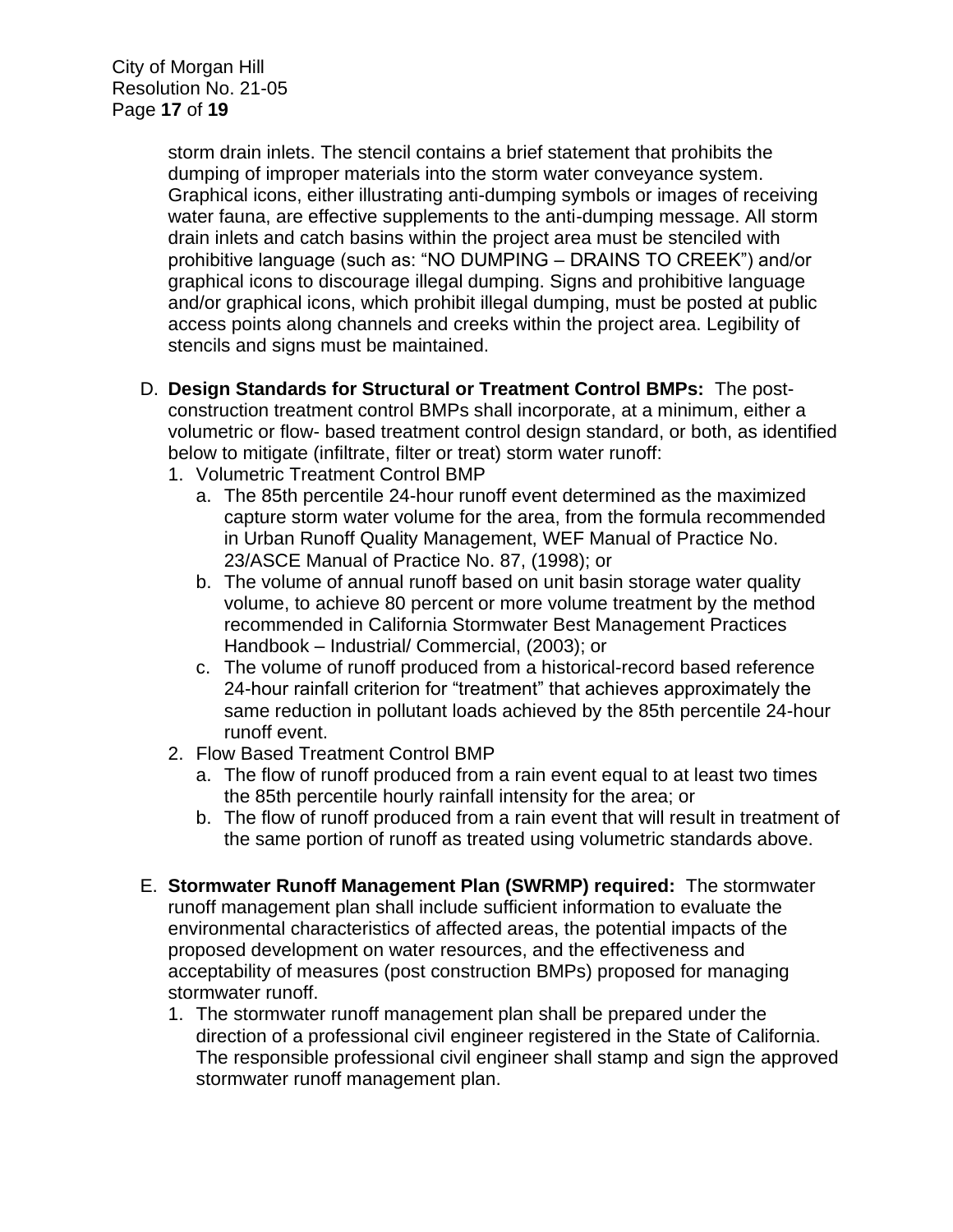storm drain inlets. The stencil contains a brief statement that prohibits the dumping of improper materials into the storm water conveyance system. Graphical icons, either illustrating anti-dumping symbols or images of receiving water fauna, are effective supplements to the anti-dumping message. All storm drain inlets and catch basins within the project area must be stenciled with prohibitive language (such as: "NO DUMPING – DRAINS TO CREEK") and/or graphical icons to discourage illegal dumping. Signs and prohibitive language and/or graphical icons, which prohibit illegal dumping, must be posted at public access points along channels and creeks within the project area. Legibility of stencils and signs must be maintained.

D. **Design Standards for Structural or Treatment Control BMPs:** The post-construction treatment control BMPs shall incorporate, at a minimum, either a volumetric or flow- based treatment control design standard, or both, as identified below to mitigate (infiltrate, filter or treat) storm water runoff:
   1. Volumetric Treatment Control BMP
      a. The 85th percentile 24-hour runoff event determined as the maximized capture storm water volume for the area, from the formula recommended in Urban Runoff Quality Management, WEF Manual of Practice No. 23/ASCE Manual of Practice No. 87, (1998); or
      b. The volume of annual runoff based on unit basin storage water quality volume, to achieve 80 percent or more volume treatment by the method recommended in California Stormwater Best Management Practices Handbook – Industrial/ Commercial, (2003); or
      c. The volume of runoff produced from a historical-record based reference 24-hour rainfall criterion for "treatment" that achieves approximately the same reduction in pollutant loads achieved by the 85th percentile 24-hour runoff event.
   2. Flow Based Treatment Control BMP
      a. The flow of runoff produced from a rain event equal to at least two times the 85th percentile hourly rainfall intensity for the area; or
      b. The flow of runoff produced from a rain event that will result in treatment of the same portion of runoff as treated using volumetric standards above.

E. **Stormwater Runoff Management Plan (SWRMP) required:** The stormwater runoff management plan shall include sufficient information to evaluate the environmental characteristics of affected areas, the potential impacts of the proposed development on water resources, and the effectiveness and acceptability of measures (post construction BMPs) proposed for managing stormwater runoff.
   1. The stormwater runoff management plan shall be prepared under the direction of a professional civil engineer registered in the State of California. The responsible professional civil engineer shall stamp and sign the approved stormwater runoff management plan.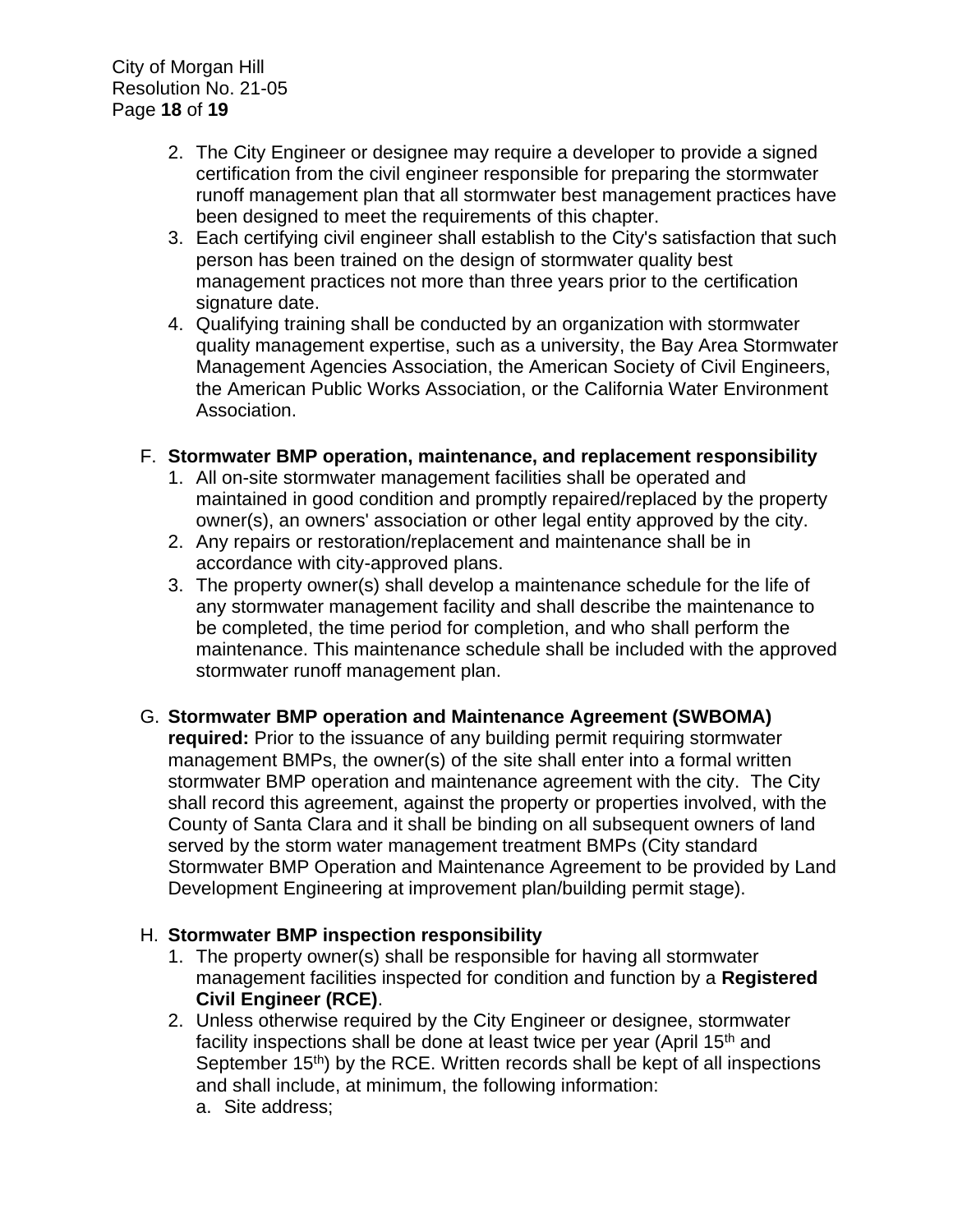2. The City Engineer or designee may require a developer to provide a signed certification from the civil engineer responsible for preparing the stormwater runoff management plan that all stormwater best management practices have been designed to meet the requirements of this chapter.
3. Each certifying civil engineer shall establish to the City's satisfaction that such person has been trained on the design of stormwater quality best management practices not more than three years prior to the certification signature date.
4. Qualifying training shall be conducted by an organization with stormwater quality management expertise, such as a university, the Bay Area Stormwater Management Agencies Association, the American Society of Civil Engineers, the American Public Works Association, or the California Water Environment Association.

F. **Stormwater BMP operation, maintenance, and replacement responsibility**

1. All on-site stormwater management facilities shall be operated and maintained in good condition and promptly repaired/replaced by the property owner(s), an owners' association or other legal entity approved by the city.
2. Any repairs or restoration/replacement and maintenance shall be in accordance with city-approved plans.
3. The property owner(s) shall develop a maintenance schedule for the life of any stormwater management facility and shall describe the maintenance to be completed, the time period for completion, and who shall perform the maintenance. This maintenance schedule shall be included with the approved stormwater runoff management plan.

G. **Stormwater BMP operation and Maintenance Agreement (SWBOMA) required:** Prior to the issuance of any building permit requiring stormwater management BMPs, the owner(s) of the site shall enter into a formal written stormwater BMP operation and maintenance agreement with the city. The City shall record this agreement, against the property or properties involved, with the County of Santa Clara and it shall be binding on all subsequent owners of land served by the storm water management treatment BMPs (City standard Stormwater BMP Operation and Maintenance Agreement to be provided by Land Development Engineering at improvement plan/building permit stage).

H. **Stormwater BMP inspection responsibility**

1. The property owner(s) shall be responsible for having all stormwater management facilities inspected for condition and function by a **Registered Civil Engineer (RCE)**.
2. Unless otherwise required by the City Engineer or designee, stormwater facility inspections shall be done at least twice per year (April 15th and September 15th) by the RCE. Written records shall be kept of all inspections and shall include, at minimum, the following information:
   a. Site address;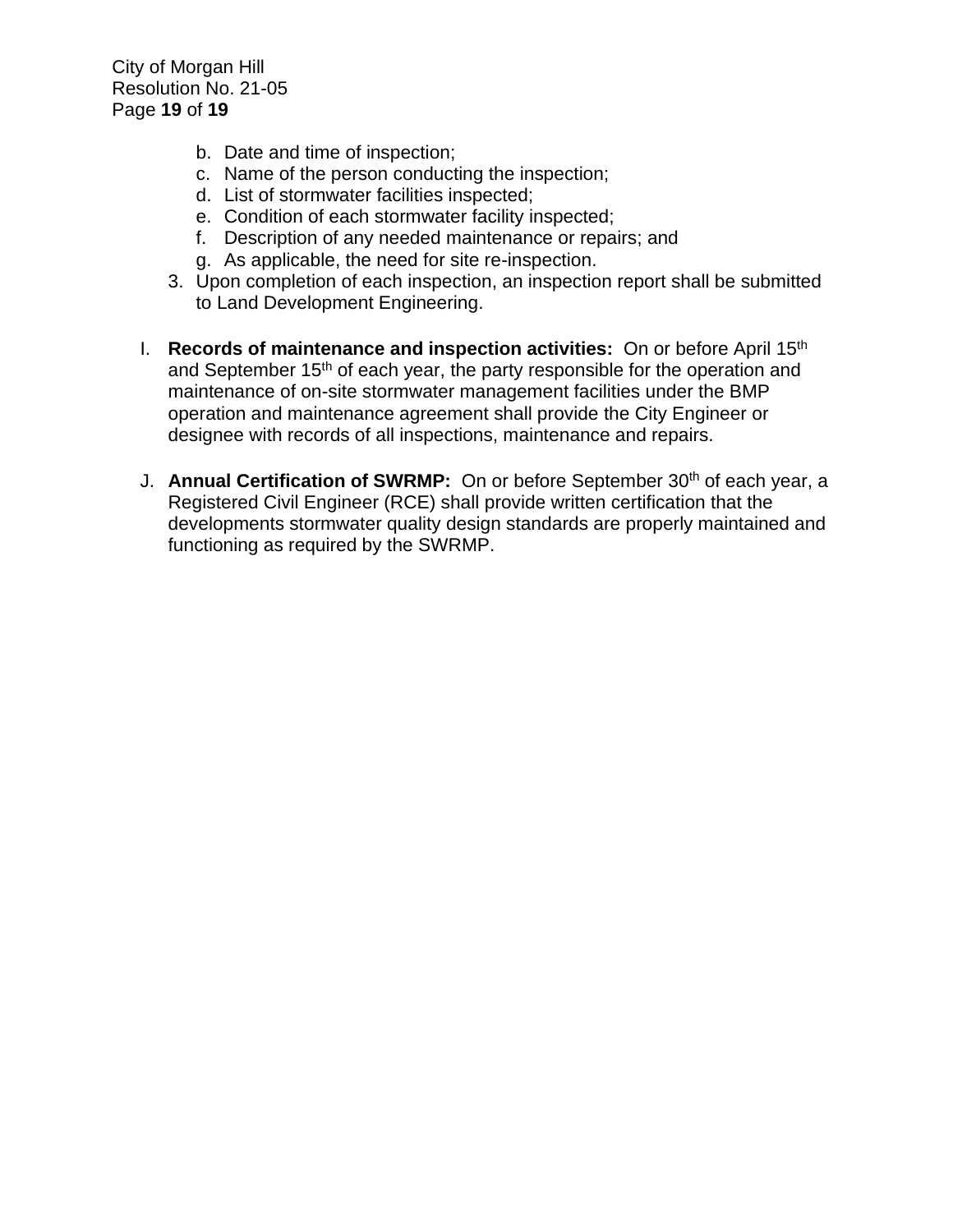b. Date and time of inspection;
   c. Name of the person conducting the inspection;
   d. List of stormwater facilities inspected;
   e. Condition of each stormwater facility inspected;
   f. Description of any needed maintenance or repairs; and
   g. As applicable, the need for site re-inspection.
3. Upon completion of each inspection, an inspection report shall be submitted to Land Development Engineering.

I. **Records of maintenance and inspection activities:** On or before April 15th and September 15th of each year, the party responsible for the operation and maintenance of on-site stormwater management facilities under the BMP operation and maintenance agreement shall provide the City Engineer or designee with records of all inspections, maintenance and repairs.

J. **Annual Certification of SWRMP:** On or before September 30th of each year, a Registered Civil Engineer (RCE) shall provide written certification that the developments stormwater quality design standards are properly maintained and functioning as required by the SWRMP.